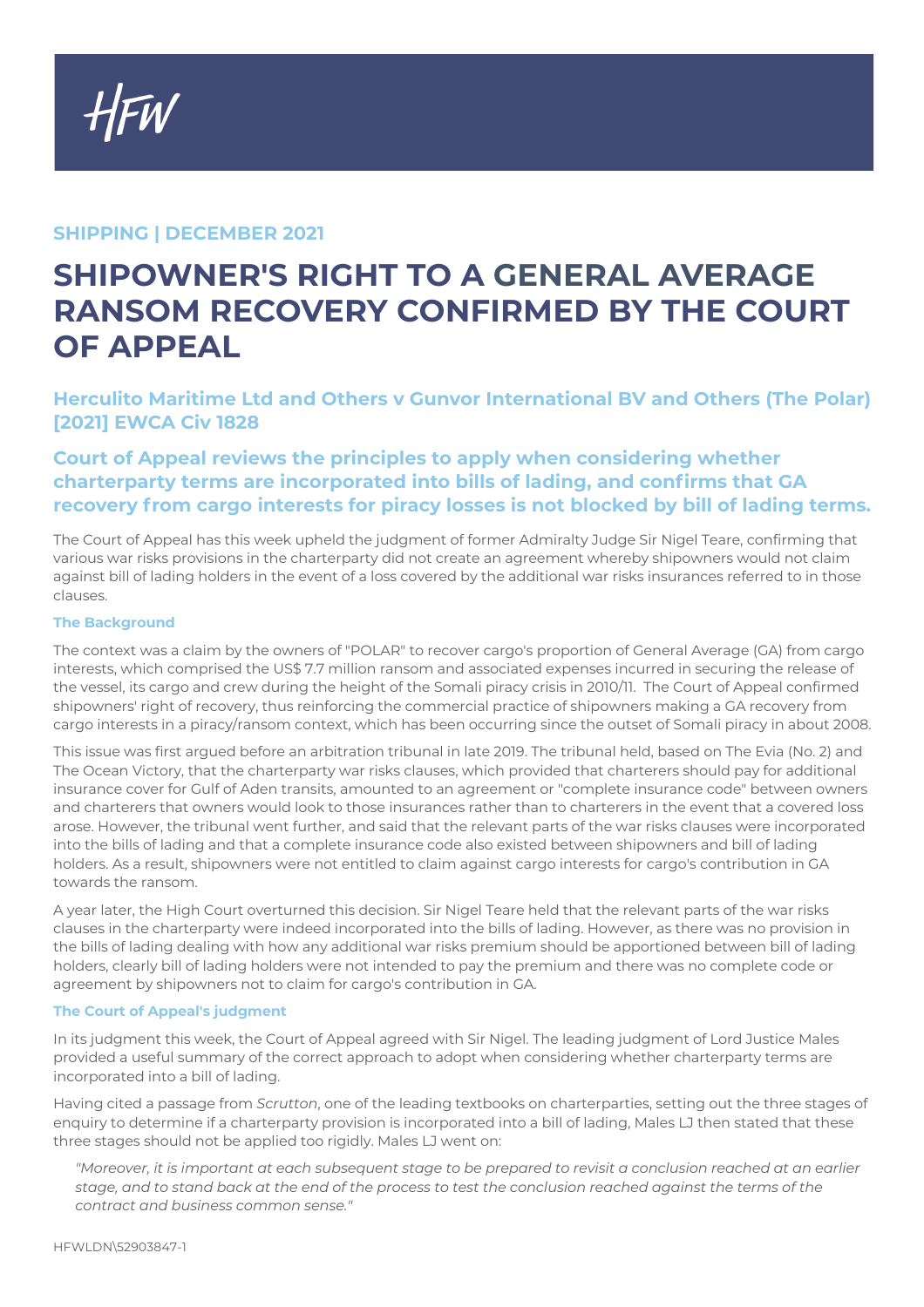HFW

**SHIPPING | DECEMBER 2021**

# SHIPOWNER'S RIGHT TO A GENERAL AVERAGE RANSOM RECOVERY CONFIRMED BY THE COURT OF APPEAL

## Herculito Maritime Ltd and Others v Gunvor International BV and Others (The Polar) [2021] EWCA Civ 1828

## Court of Appeal reviews the principles to apply when considering whether charterparty terms are incorporated into bills of lading, and confirms that GA recovery from cargo interests for piracy losses is not blocked by bill of lading terms.

The Court of Appeal has this week upheld the judgment of former Admiralty Judge Sir Nigel Teare, confirming that various war risks provisions in the charterparty did not create an agreement whereby shipowners would not claim against bill of lading holders in the event of a loss covered by the additional war risks insurances referred to in those clauses.

### The Background

The context was a claim by the owners of "POLAR" to recover cargo's proportion of General Average (GA) from cargo interests, which comprised the US$ 7.7 million ransom and associated expenses incurred in securing the release of the vessel, its cargo and crew during the height of the Somali piracy crisis in 2010/11. The Court of Appeal confirmed shipowners' right of recovery, thus reinforcing the commercial practice of shipowners making a GA recovery from cargo interests in a piracy/ransom context, which has been occurring since the outset of Somali piracy in about 2008.

This issue was first argued before an arbitration tribunal in late 2019. The tribunal held, based on The Evia (No. 2) and The Ocean Victory, that the charterparty war risks clauses, which provided that charterers should pay for additional insurance cover for Gulf of Aden transits, amounted to an agreement or "complete insurance code" between owners and charterers that owners would look to those insurances rather than to charterers in the event that a covered loss arose. However, the tribunal went further, and said that the relevant parts of the war risks clauses were incorporated into the bills of lading and that a complete insurance code also existed between shipowners and bill of lading holders. As a result, shipowners were not entitled to claim against cargo interests for cargo's contribution in GA towards the ransom.

A year later, the High Court overturned this decision. Sir Nigel Teare held that the relevant parts of the war risks clauses in the charterparty were indeed incorporated into the bills of lading. However, as there was no provision in the bills of lading dealing with how any additional war risks premium should be apportioned between bill of lading holders, clearly bill of lading holders were not intended to pay the premium and there was no complete code or agreement by shipowners not to claim for cargo's contribution in GA.

### The Court of Appeal's judgment

In its judgment this week, the Court of Appeal agreed with Sir Nigel. The leading judgment of Lord Justice Males provided a useful summary of the correct approach to adopt when considering whether charterparty terms are incorporated into a bill of lading.

Having cited a passage from *Scrutton*, one of the leading textbooks on charterparties, setting out the three stages of enquiry to determine if a charterparty provision is incorporated into a bill of lading, Males LJ then stated that these three stages should not be applied too rigidly. Males LJ went on:

> *"Moreover, it is important at each subsequent stage to be prepared to revisit a conclusion reached at an earlier stage, and to stand back at the end of the process to test the conclusion reached against the terms of the contract and business common sense."*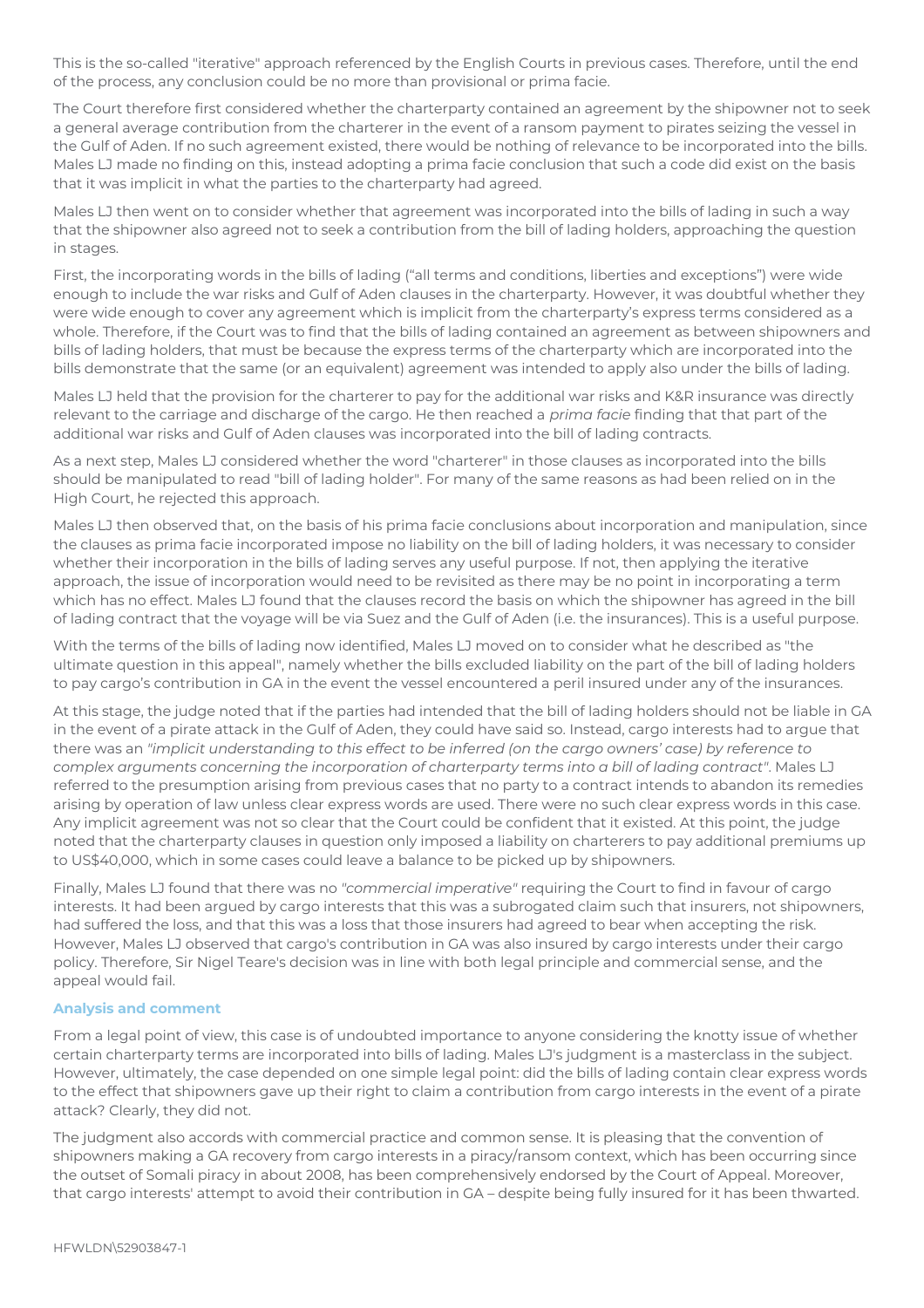This is the so-called "iterative" approach referenced by the English Courts in previous cases. Therefore, until the end of the process, any conclusion could be no more than provisional or prima facie.

The Court therefore first considered whether the charterparty contained an agreement by the shipowner not to seek a general average contribution from the charterer in the event of a ransom payment to pirates seizing the vessel in the Gulf of Aden. If no such agreement existed, there would be nothing of relevance to be incorporated into the bills. Males LJ made no finding on this, instead adopting a prima facie conclusion that such a code did exist on the basis that it was implicit in what the parties to the charterparty had agreed.

Males LJ then went on to consider whether that agreement was incorporated into the bills of lading in such a way that the shipowner also agreed not to seek a contribution from the bill of lading holders, approaching the question in stages.

First, the incorporating words in the bills of lading ("all terms and conditions, liberties and exceptions") were wide enough to include the war risks and Gulf of Aden clauses in the charterparty. However, it was doubtful whether they were wide enough to cover any agreement which is implicit from the charterparty's express terms considered as a whole. Therefore, if the Court was to find that the bills of lading contained an agreement as between shipowners and bills of lading holders, that must be because the express terms of the charterparty which are incorporated into the bills demonstrate that the same (or an equivalent) agreement was intended to apply also under the bills of lading.

Males LJ held that the provision for the charterer to pay for the additional war risks and K&R insurance was directly relevant to the carriage and discharge of the cargo. He then reached a *prima facie* finding that that part of the additional war risks and Gulf of Aden clauses was incorporated into the bill of lading contracts.

As a next step, Males LJ considered whether the word "charterer" in those clauses as incorporated into the bills should be manipulated to read "bill of lading holder". For many of the same reasons as had been relied on in the High Court, he rejected this approach.

Males LJ then observed that, on the basis of his prima facie conclusions about incorporation and manipulation, since the clauses as prima facie incorporated impose no liability on the bill of lading holders, it was necessary to consider whether their incorporation in the bills of lading serves any useful purpose. If not, then applying the iterative approach, the issue of incorporation would need to be revisited as there may be no point in incorporating a term which has no effect. Males LJ found that the clauses record the basis on which the shipowner has agreed in the bill of lading contract that the voyage will be via Suez and the Gulf of Aden (i.e. the insurances). This is a useful purpose.

With the terms of the bills of lading now identified, Males LJ moved on to consider what he described as "the ultimate question in this appeal", namely whether the bills excluded liability on the part of the bill of lading holders to pay cargo's contribution in GA in the event the vessel encountered a peril insured under any of the insurances.

At this stage, the judge noted that if the parties had intended that the bill of lading holders should not be liable in GA in the event of a pirate attack in the Gulf of Aden, they could have said so. Instead, cargo interests had to argue that there was an *"implicit understanding to this effect to be inferred (on the cargo owners' case) by reference to complex arguments concerning the incorporation of charterparty terms into a bill of lading contract"*. Males LJ referred to the presumption arising from previous cases that no party to a contract intends to abandon its remedies arising by operation of law unless clear express words are used. There were no such clear express words in this case. Any implicit agreement was not so clear that the Court could be confident that it existed. At this point, the judge noted that the charterparty clauses in question only imposed a liability on charterers to pay additional premiums up to US$40,000, which in some cases could leave a balance to be picked up by shipowners.

Finally, Males LJ found that there was no *"commercial imperative"* requiring the Court to find in favour of cargo interests. It had been argued by cargo interests that this was a subrogated claim such that insurers, not shipowners, had suffered the loss, and that this was a loss that those insurers had agreed to bear when accepting the risk. However, Males LJ observed that cargo's contribution in GA was also insured by cargo interests under their cargo policy. Therefore, Sir Nigel Teare's decision was in line with both legal principle and commercial sense, and the appeal would fail.

### Analysis and comment

From a legal point of view, this case is of undoubted importance to anyone considering the knotty issue of whether certain charterparty terms are incorporated into bills of lading. Males LJ's judgment is a masterclass in the subject. However, ultimately, the case depended on one simple legal point: did the bills of lading contain clear express words to the effect that shipowners gave up their right to claim a contribution from cargo interests in the event of a pirate attack? Clearly, they did not.

The judgment also accords with commercial practice and common sense. It is pleasing that the convention of shipowners making a GA recovery from cargo interests in a piracy/ransom context, which has been occurring since the outset of Somali piracy in about 2008, has been comprehensively endorsed by the Court of Appeal. Moreover, that cargo interests' attempt to avoid their contribution in GA – despite being fully insured for it has been thwarted.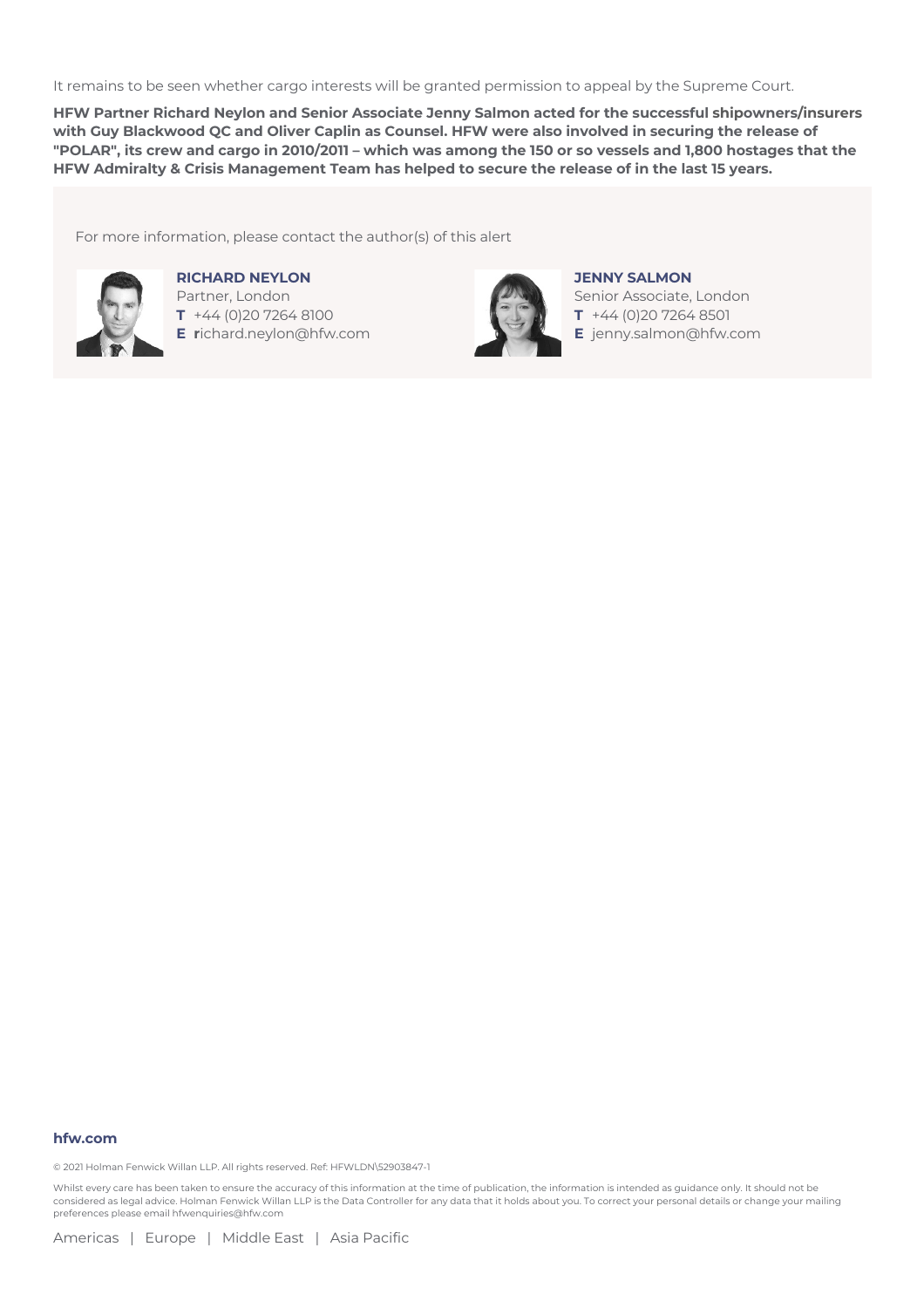It remains to be seen whether cargo interests will be granted permission to appeal by the Supreme Court.

**HFW Partner Richard Neylon and Senior Associate Jenny Salmon acted for the successful shipowners/insurers with Guy Blackwood QC and Oliver Caplin as Counsel. HFW were also involved in securing the release of "POLAR", its crew and cargo in 2010/2011 – which was among the 150 or so vessels and 1,800 hostages that the HFW Admiralty & Crisis Management Team has helped to secure the release of in the last 15 years.**

For more information, please contact the author(s) of this alert

**RICHARD NEYLON**
Partner, London
**T** +44 (0)20 7264 8100
**E** richard.neylon@hfw.com

**JENNY SALMON**
Senior Associate, London
**T** +44 (0)20 7264 8501
**E** jenny.salmon@hfw.com

**hfw.com**

© 2021 Holman Fenwick Willan LLP. All rights reserved. Ref: HFWLDN\52903847-1

Whilst every care has been taken to ensure the accuracy of this information at the time of publication, the information is intended as guidance only. It should not be considered as legal advice. Holman Fenwick Willan LLP is the Data Controller for any data that it holds about you. To correct your personal details or change your mailing preferences please email hfwenquiries@hfw.com

Americas | Europe | Middle East | Asia Pacific